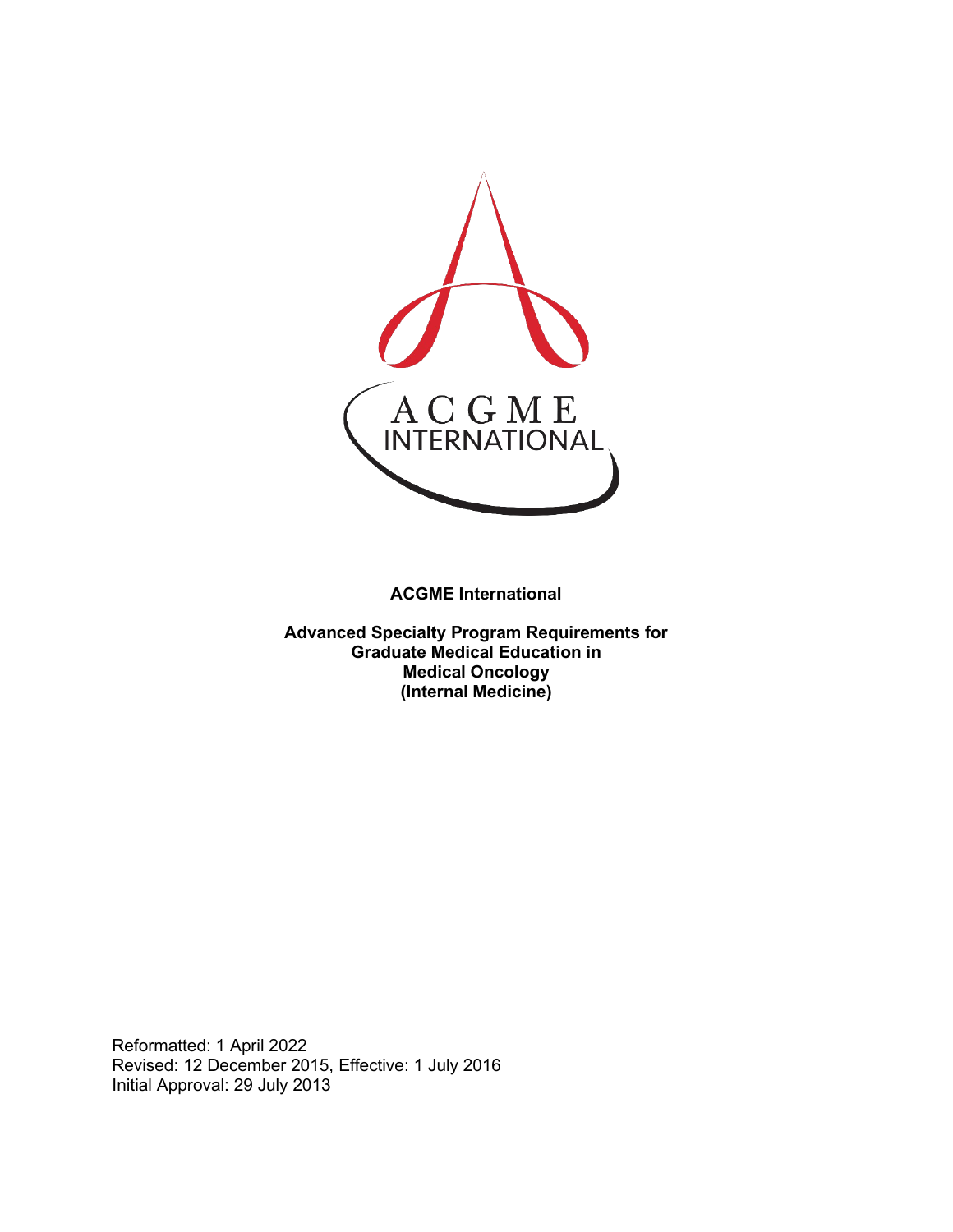**ACGME International**

**Advanced Specialty Program Requirements for Graduate Medical Education in Medical Oncology (Internal Medicine)**

Reformatted: 1 April 2022
Revised: 12 December 2015, Effective: 1 July 2016
Initial Approval: 29 July 2013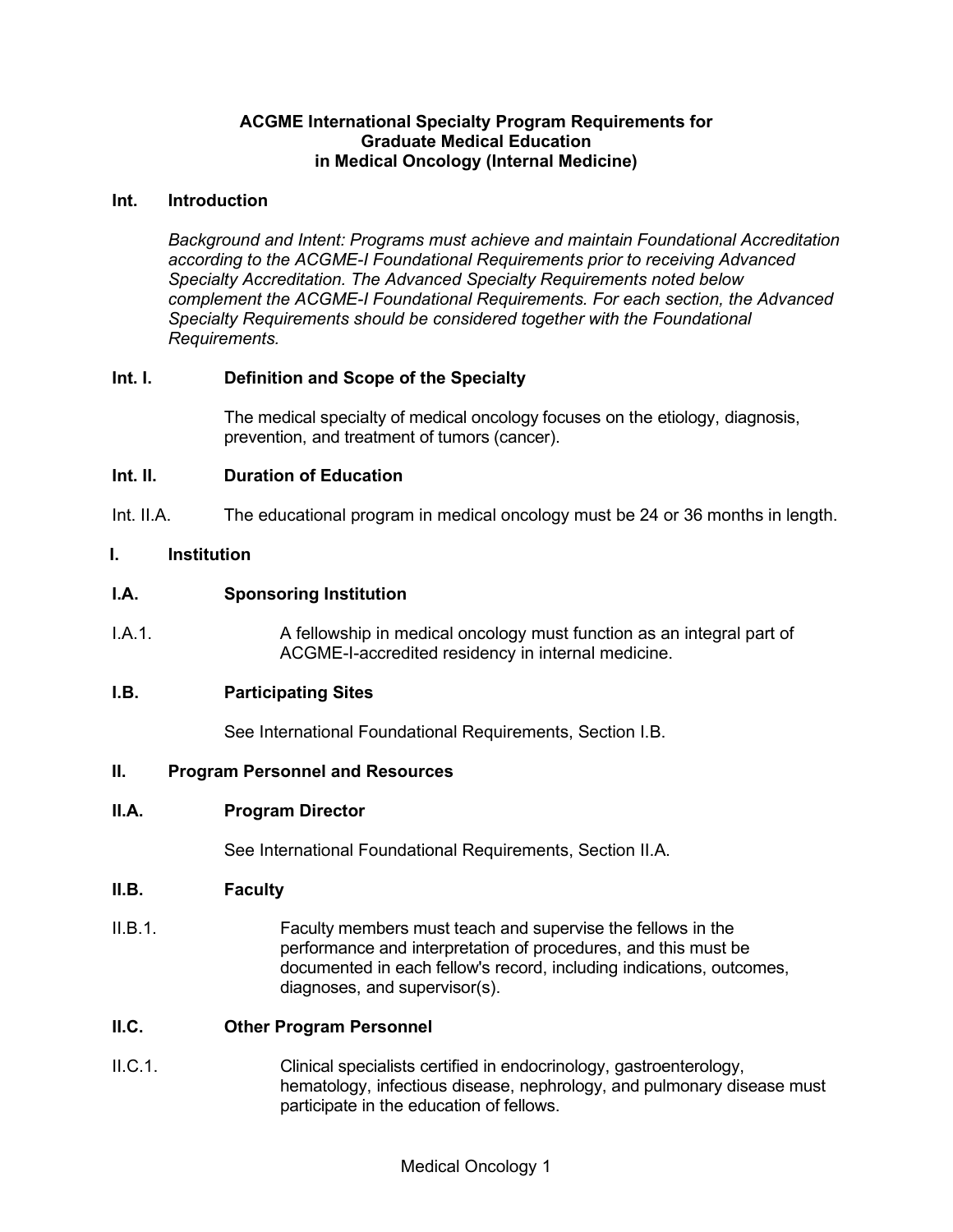**ACGME International Specialty Program Requirements for Graduate Medical Education in Medical Oncology (Internal Medicine)**

**Int. Introduction**

*Background and Intent: Programs must achieve and maintain Foundational Accreditation according to the ACGME-I Foundational Requirements prior to receiving Advanced Specialty Accreditation. The Advanced Specialty Requirements noted below complement the ACGME-I Foundational Requirements. For each section, the Advanced Specialty Requirements should be considered together with the Foundational Requirements.*

**Int. I. Definition and Scope of the Specialty**

The medical specialty of medical oncology focuses on the etiology, diagnosis, prevention, and treatment of tumors (cancer).

**Int. II. Duration of Education**

Int. II.A. The educational program in medical oncology must be 24 or 36 months in length.

**I. Institution**

**I.A. Sponsoring Institution**

I.A.1. A fellowship in medical oncology must function as an integral part of ACGME-I-accredited residency in internal medicine.

**I.B. Participating Sites**

See International Foundational Requirements, Section I.B.

**II. Program Personnel and Resources**

**II.A. Program Director**

See International Foundational Requirements, Section II.A.

**II.B. Faculty**

II.B.1. Faculty members must teach and supervise the fellows in the performance and interpretation of procedures, and this must be documented in each fellow's record, including indications, outcomes, diagnoses, and supervisor(s).

**II.C. Other Program Personnel**

II.C.1. Clinical specialists certified in endocrinology, gastroenterology, hematology, infectious disease, nephrology, and pulmonary disease must participate in the education of fellows.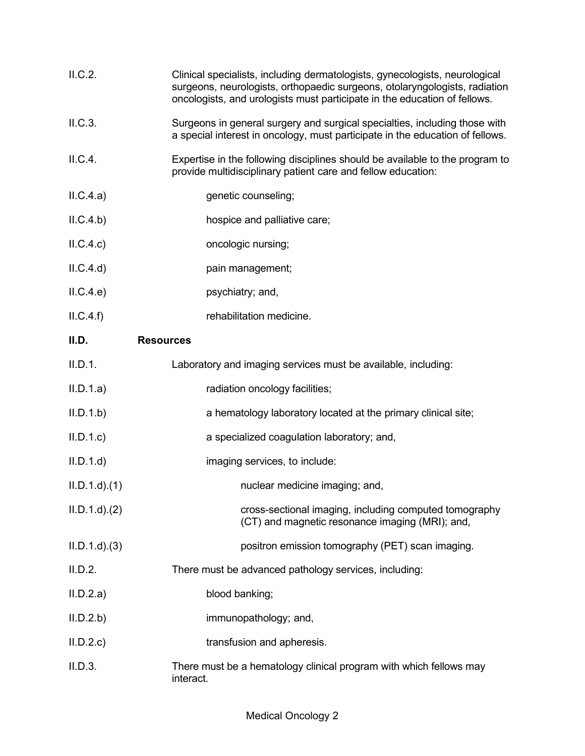| | |
|---|---|
| II.C.2. | Clinical specialists, including dermatologists, gynecologists, neurological surgeons, neurologists, orthopaedic surgeons, otolaryngologists, radiation oncologists, and urologists must participate in the education of fellows. |
| II.C.3. | Surgeons in general surgery and surgical specialties, including those with a special interest in oncology, must participate in the education of fellows. |
| II.C.4. | Expertise in the following disciplines should be available to the program to provide multidisciplinary patient care and fellow education: |
| II.C.4.a) | genetic counseling; |
| II.C.4.b) | hospice and palliative care; |
| II.C.4.c) | oncologic nursing; |
| II.C.4.d) | pain management; |
| II.C.4.e) | psychiatry; and, |
| II.C.4.f) | rehabilitation medicine. |

**II.D. Resources**

| | |
|---|---|
| II.D.1. | Laboratory and imaging services must be available, including: |
| II.D.1.a) | radiation oncology facilities; |
| II.D.1.b) | a hematology laboratory located at the primary clinical site; |
| II.D.1.c) | a specialized coagulation laboratory; and, |
| II.D.1.d) | imaging services, to include: |
| II.D.1.d).(1) | nuclear medicine imaging; and, |
| II.D.1.d).(2) | cross-sectional imaging, including computed tomography (CT) and magnetic resonance imaging (MRI); and, |
| II.D.1.d).(3) | positron emission tomography (PET) scan imaging. |
| II.D.2. | There must be advanced pathology services, including: |
| II.D.2.a) | blood banking; |
| II.D.2.b) | immunopathology; and, |
| II.D.2.c) | transfusion and apheresis. |
| II.D.3. | There must be a hematology clinical program with which fellows may interact. |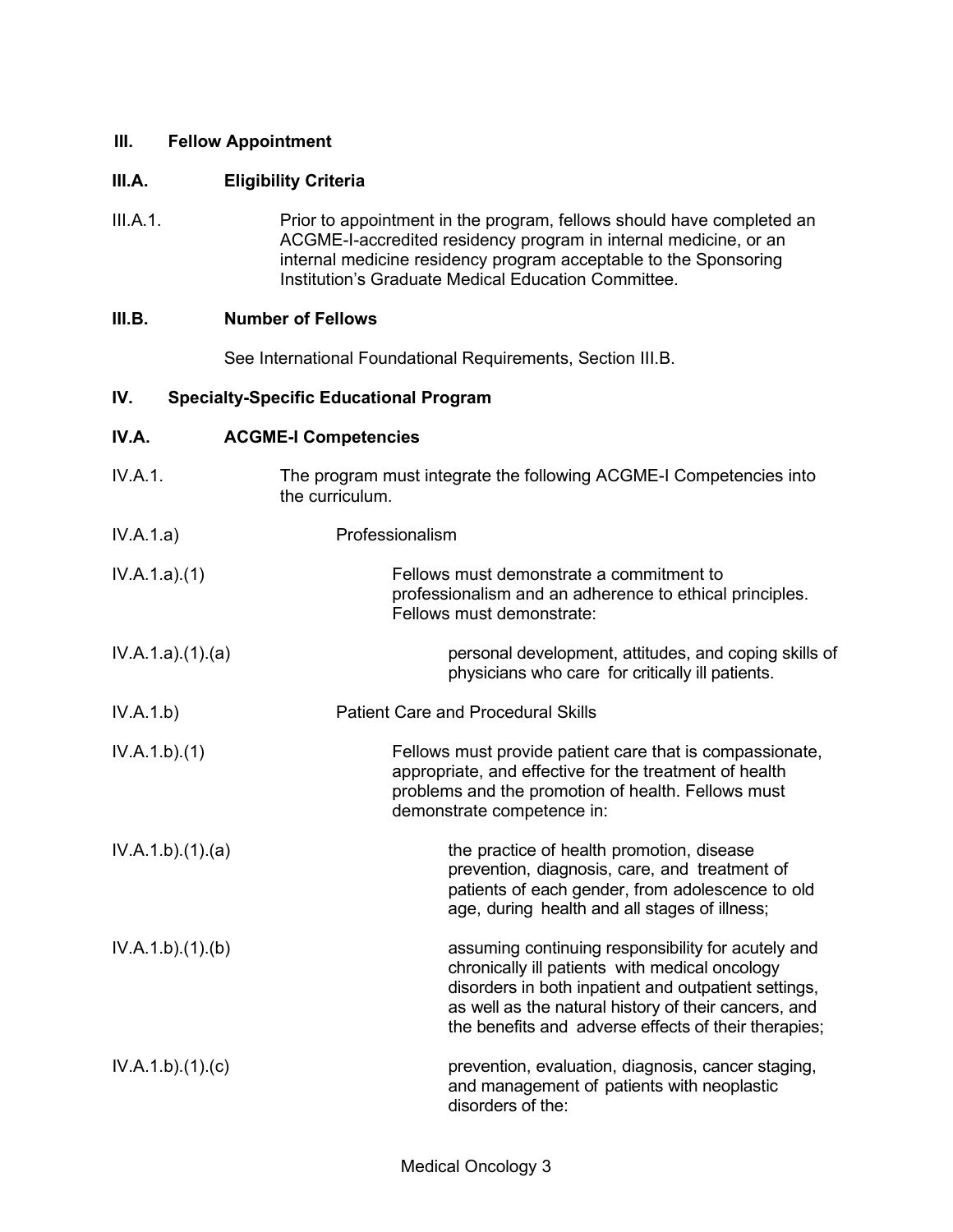## III. Fellow Appointment

### III.A. Eligibility Criteria

III.A.1. Prior to appointment in the program, fellows should have completed an ACGME-I-accredited residency program in internal medicine, or an internal medicine residency program acceptable to the Sponsoring Institution's Graduate Medical Education Committee.

### III.B. Number of Fellows

See International Foundational Requirements, Section III.B.

## IV. Specialty-Specific Educational Program

### IV.A. ACGME-I Competencies

IV.A.1. The program must integrate the following ACGME-I Competencies into the curriculum.

IV.A.1.a) Professionalism

IV.A.1.a).(1) Fellows must demonstrate a commitment to professionalism and an adherence to ethical principles. Fellows must demonstrate:

IV.A.1.a).(1).(a) personal development, attitudes, and coping skills of physicians who care for critically ill patients.

IV.A.1.b) Patient Care and Procedural Skills

IV.A.1.b).(1) Fellows must provide patient care that is compassionate, appropriate, and effective for the treatment of health problems and the promotion of health. Fellows must demonstrate competence in:

IV.A.1.b).(1).(a) the practice of health promotion, disease prevention, diagnosis, care, and treatment of patients of each gender, from adolescence to old age, during health and all stages of illness;

IV.A.1.b).(1).(b) assuming continuing responsibility for acutely and chronically ill patients with medical oncology disorders in both inpatient and outpatient settings, as well as the natural history of their cancers, and the benefits and adverse effects of their therapies;

IV.A.1.b).(1).(c) prevention, evaluation, diagnosis, cancer staging, and management of patients with neoplastic disorders of the: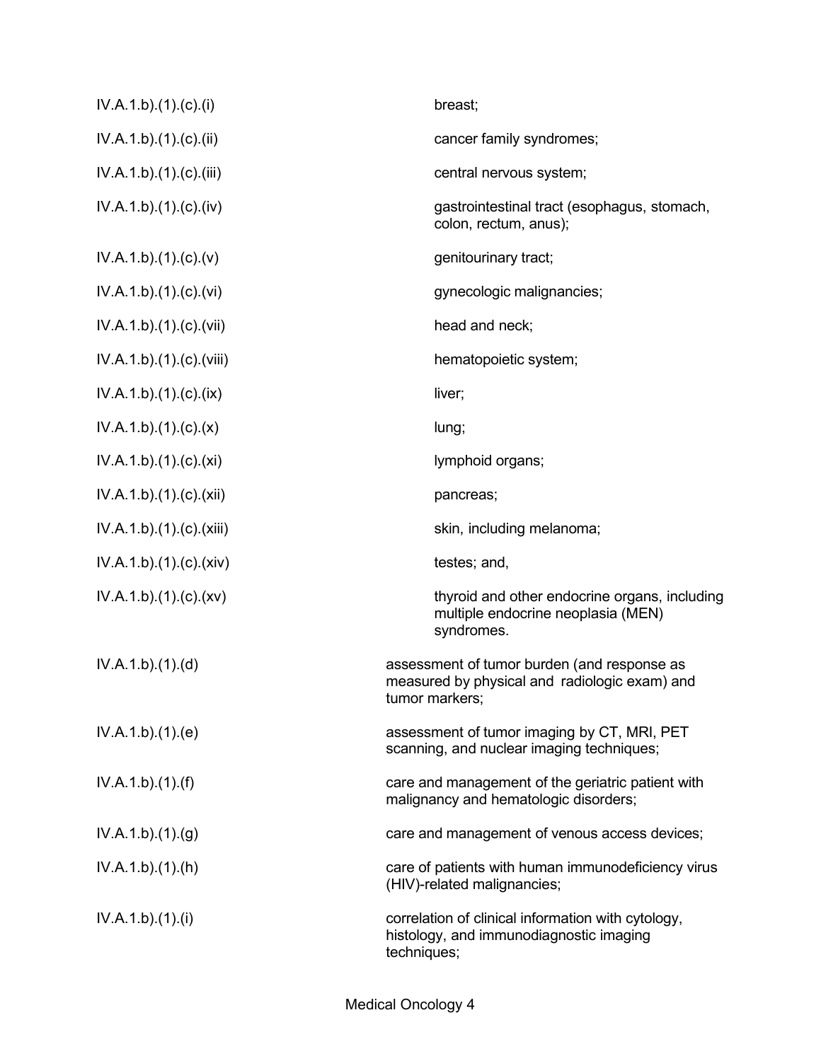| | |
|---|---|
| IV.A.1.b).(1).(c).(i) | breast; |
| IV.A.1.b).(1).(c).(ii) | cancer family syndromes; |
| IV.A.1.b).(1).(c).(iii) | central nervous system; |
| IV.A.1.b).(1).(c).(iv) | gastrointestinal tract (esophagus, stomach, colon, rectum, anus); |
| IV.A.1.b).(1).(c).(v) | genitourinary tract; |
| IV.A.1.b).(1).(c).(vi) | gynecologic malignancies; |
| IV.A.1.b).(1).(c).(vii) | head and neck; |
| IV.A.1.b).(1).(c).(viii) | hematopoietic system; |
| IV.A.1.b).(1).(c).(ix) | liver; |
| IV.A.1.b).(1).(c).(x) | lung; |
| IV.A.1.b).(1).(c).(xi) | lymphoid organs; |
| IV.A.1.b).(1).(c).(xii) | pancreas; |
| IV.A.1.b).(1).(c).(xiii) | skin, including melanoma; |
| IV.A.1.b).(1).(c).(xiv) | testes; and, |
| IV.A.1.b).(1).(c).(xv) | thyroid and other endocrine organs, including multiple endocrine neoplasia (MEN) syndromes. |
| IV.A.1.b).(1).(d) | assessment of tumor burden (and response as measured by physical and radiologic exam) and tumor markers; |
| IV.A.1.b).(1).(e) | assessment of tumor imaging by CT, MRI, PET scanning, and nuclear imaging techniques; |
| IV.A.1.b).(1).(f) | care and management of the geriatric patient with malignancy and hematologic disorders; |
| IV.A.1.b).(1).(g) | care and management of venous access devices; |
| IV.A.1.b).(1).(h) | care of patients with human immunodeficiency virus (HIV)-related malignancies; |
| IV.A.1.b).(1).(i) | correlation of clinical information with cytology, histology, and immunodiagnostic imaging techniques; |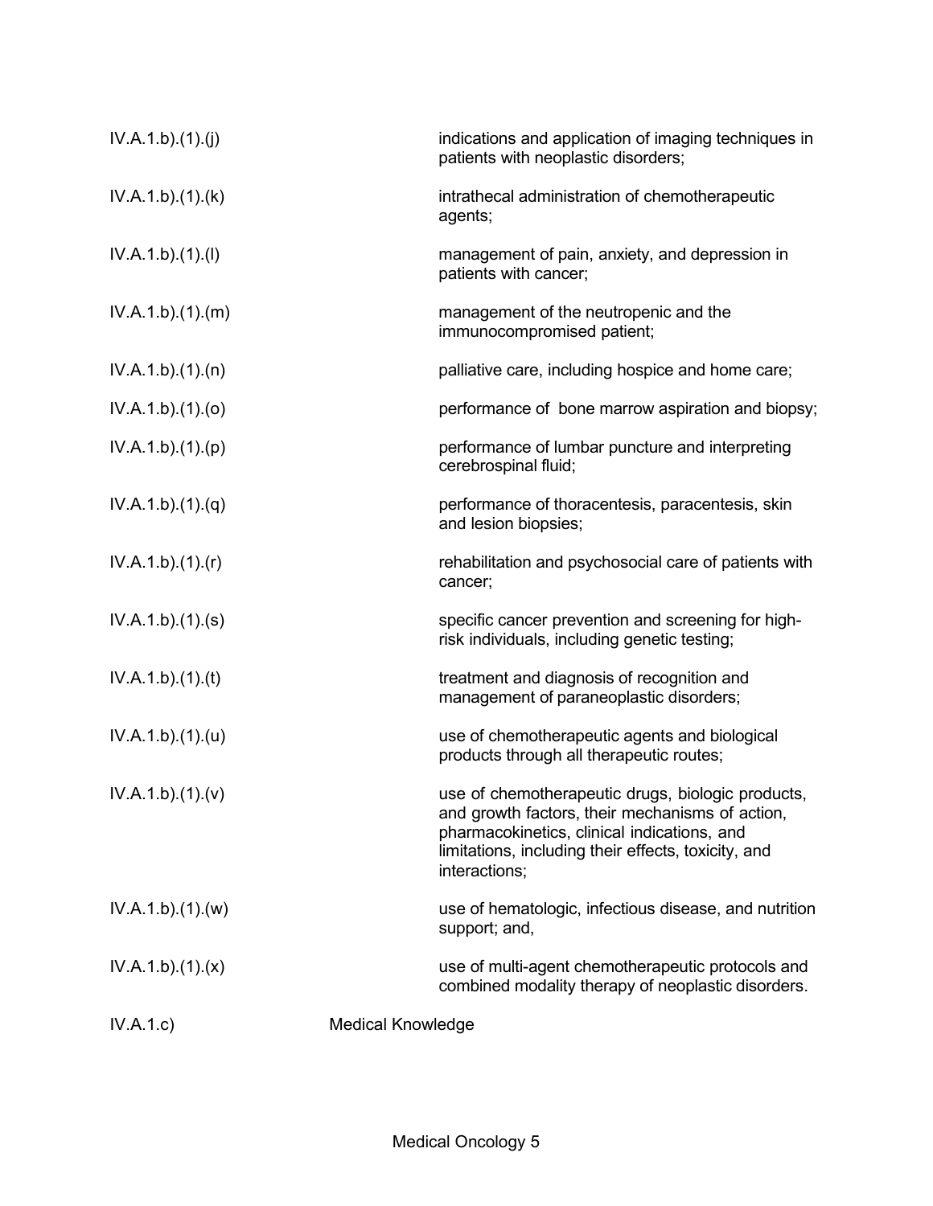| | | |
|---|---|---|
| IV.A.1.b).(1).(j) | | indications and application of imaging techniques in patients with neoplastic disorders; |
| IV.A.1.b).(1).(k) | | intrathecal administration of chemotherapeutic agents; |
| IV.A.1.b).(1).(l) | | management of pain, anxiety, and depression in patients with cancer; |
| IV.A.1.b).(1).(m) | | management of the neutropenic and the immunocompromised patient; |
| IV.A.1.b).(1).(n) | | palliative care, including hospice and home care; |
| IV.A.1.b).(1).(o) | | performance of bone marrow aspiration and biopsy; |
| IV.A.1.b).(1).(p) | | performance of lumbar puncture and interpreting cerebrospinal fluid; |
| IV.A.1.b).(1).(q) | | performance of thoracentesis, paracentesis, skin and lesion biopsies; |
| IV.A.1.b).(1).(r) | | rehabilitation and psychosocial care of patients with cancer; |
| IV.A.1.b).(1).(s) | | specific cancer prevention and screening for high-risk individuals, including genetic testing; |
| IV.A.1.b).(1).(t) | | treatment and diagnosis of recognition and management of paraneoplastic disorders; |
| IV.A.1.b).(1).(u) | | use of chemotherapeutic agents and biological products through all therapeutic routes; |
| IV.A.1.b).(1).(v) | | use of chemotherapeutic drugs, biologic products, and growth factors, their mechanisms of action, pharmacokinetics, clinical indications, and limitations, including their effects, toxicity, and interactions; |
| IV.A.1.b).(1).(w) | | use of hematologic, infectious disease, and nutrition support; and, |
| IV.A.1.b).(1).(x) | | use of multi-agent chemotherapeutic protocols and combined modality therapy of neoplastic disorders. |
| IV.A.1.c) | Medical Knowledge | |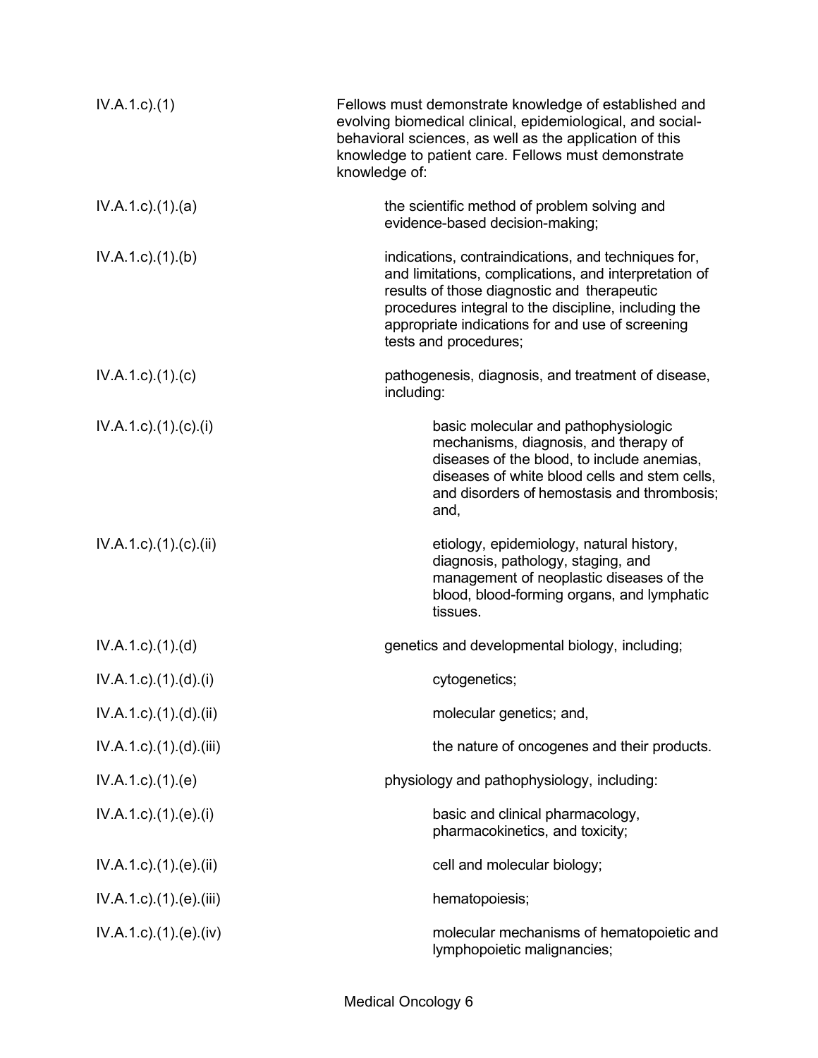| | |
|---|---|
| IV.A.1.c).(1) | Fellows must demonstrate knowledge of established and evolving biomedical clinical, epidemiological, and social-behavioral sciences, as well as the application of this knowledge to patient care. Fellows must demonstrate knowledge of: |
| IV.A.1.c).(1).(a) | the scientific method of problem solving and evidence-based decision-making; |
| IV.A.1.c).(1).(b) | indications, contraindications, and techniques for, and limitations, complications, and interpretation of results of those diagnostic and therapeutic procedures integral to the discipline, including the appropriate indications for and use of screening tests and procedures; |
| IV.A.1.c).(1).(c) | pathogenesis, diagnosis, and treatment of disease, including: |
| IV.A.1.c).(1).(c).(i) | basic molecular and pathophysiologic mechanisms, diagnosis, and therapy of diseases of the blood, to include anemias, diseases of white blood cells and stem cells, and disorders of hemostasis and thrombosis; and, |
| IV.A.1.c).(1).(c).(ii) | etiology, epidemiology, natural history, diagnosis, pathology, staging, and management of neoplastic diseases of the blood, blood-forming organs, and lymphatic tissues. |
| IV.A.1.c).(1).(d) | genetics and developmental biology, including; |
| IV.A.1.c).(1).(d).(i) | cytogenetics; |
| IV.A.1.c).(1).(d).(ii) | molecular genetics; and, |
| IV.A.1.c).(1).(d).(iii) | the nature of oncogenes and their products. |
| IV.A.1.c).(1).(e) | physiology and pathophysiology, including: |
| IV.A.1.c).(1).(e).(i) | basic and clinical pharmacology, pharmacokinetics, and toxicity; |
| IV.A.1.c).(1).(e).(ii) | cell and molecular biology; |
| IV.A.1.c).(1).(e).(iii) | hematopoiesis; |
| IV.A.1.c).(1).(e).(iv) | molecular mechanisms of hematopoietic and lymphopoietic malignancies; |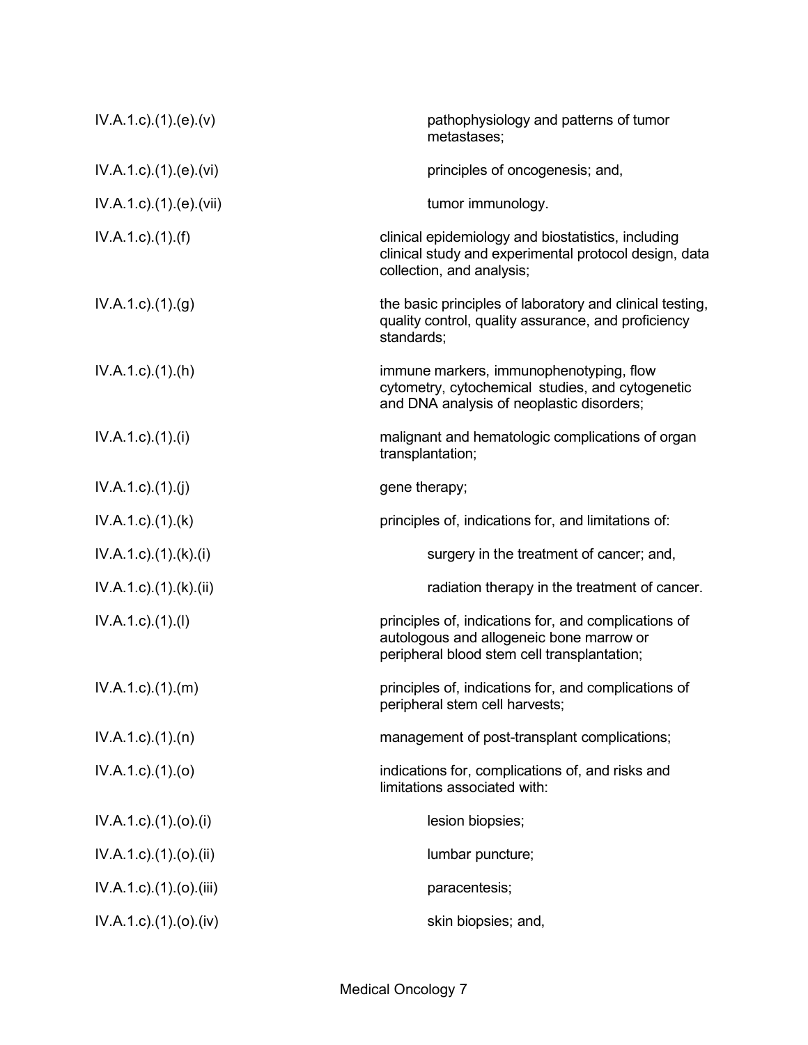IV.A.1.c).(1).(e).(v) pathophysiology and patterns of tumor metastases;

IV.A.1.c).(1).(e).(vi) principles of oncogenesis; and,

IV.A.1.c).(1).(e).(vii) tumor immunology.

IV.A.1.c).(1).(f) clinical epidemiology and biostatistics, including clinical study and experimental protocol design, data collection, and analysis;

IV.A.1.c).(1).(g) the basic principles of laboratory and clinical testing, quality control, quality assurance, and proficiency standards;

IV.A.1.c).(1).(h) immune markers, immunophenotyping, flow cytometry, cytochemical studies, and cytogenetic and DNA analysis of neoplastic disorders;

IV.A.1.c).(1).(i) malignant and hematologic complications of organ transplantation;

IV.A.1.c).(1).(j) gene therapy;

IV.A.1.c).(1).(k) principles of, indications for, and limitations of:

IV.A.1.c).(1).(k).(i) surgery in the treatment of cancer; and,

IV.A.1.c).(1).(k).(ii) radiation therapy in the treatment of cancer.

IV.A.1.c).(1).(l) principles of, indications for, and complications of autologous and allogeneic bone marrow or peripheral blood stem cell transplantation;

IV.A.1.c).(1).(m) principles of, indications for, and complications of peripheral stem cell harvests;

IV.A.1.c).(1).(n) management of post-transplant complications;

IV.A.1.c).(1).(o) indications for, complications of, and risks and limitations associated with:

IV.A.1.c).(1).(o).(i) lesion biopsies;

IV.A.1.c).(1).(o).(ii) lumbar puncture;

IV.A.1.c).(1).(o).(iii) paracentesis;

IV.A.1.c).(1).(o).(iv) skin biopsies; and,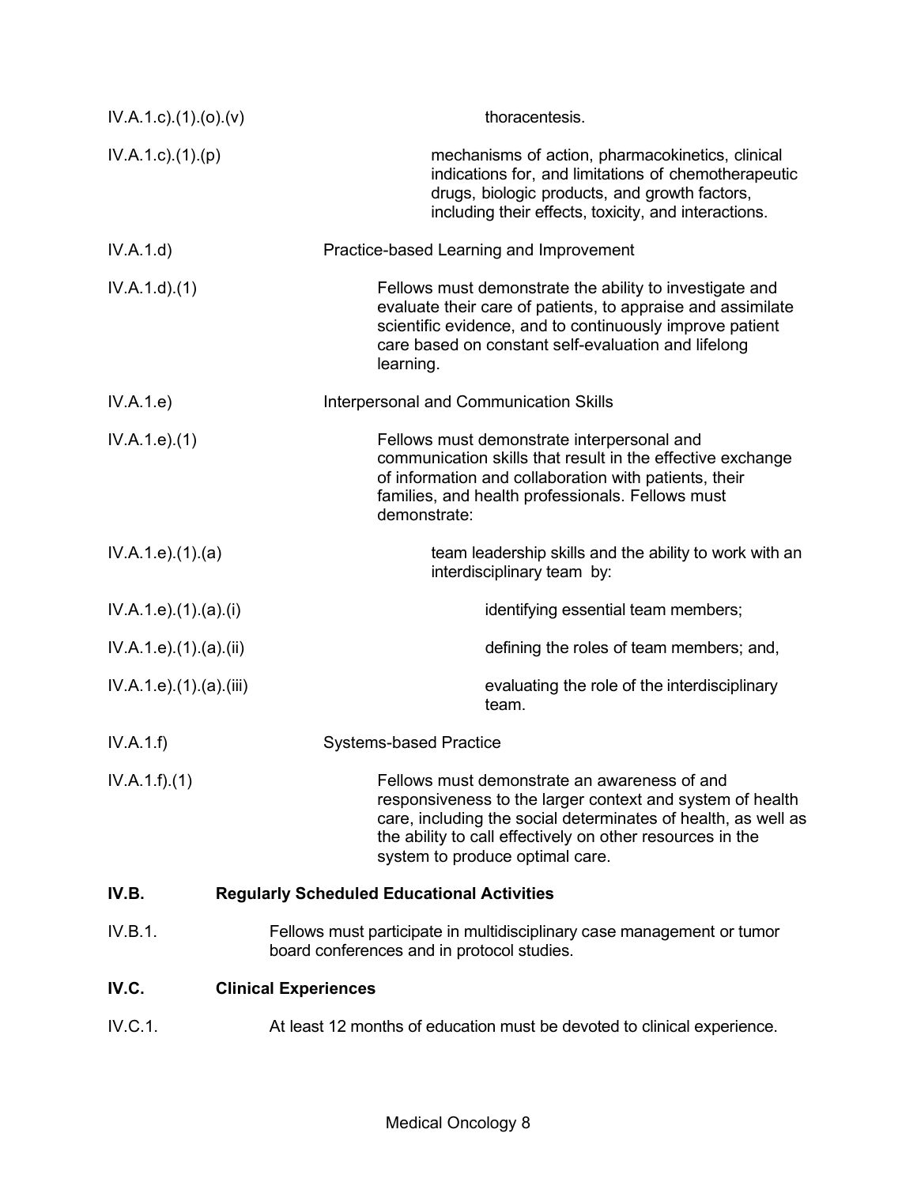IV.A.1.c).(1).(o).(v) thoracentesis.

IV.A.1.c).(1).(p) mechanisms of action, pharmacokinetics, clinical indications for, and limitations of chemotherapeutic drugs, biologic products, and growth factors, including their effects, toxicity, and interactions.

IV.A.1.d) Practice-based Learning and Improvement

IV.A.1.d).(1) Fellows must demonstrate the ability to investigate and evaluate their care of patients, to appraise and assimilate scientific evidence, and to continuously improve patient care based on constant self-evaluation and lifelong learning.

IV.A.1.e) Interpersonal and Communication Skills

IV.A.1.e).(1) Fellows must demonstrate interpersonal and communication skills that result in the effective exchange of information and collaboration with patients, their families, and health professionals. Fellows must demonstrate:

IV.A.1.e).(1).(a) team leadership skills and the ability to work with an interdisciplinary team by:

IV.A.1.e).(1).(a).(i) identifying essential team members;

IV.A.1.e).(1).(a).(ii) defining the roles of team members; and,

IV.A.1.e).(1).(a).(iii) evaluating the role of the interdisciplinary team.

IV.A.1.f) Systems-based Practice

IV.A.1.f).(1) Fellows must demonstrate an awareness of and responsiveness to the larger context and system of health care, including the social determinates of health, as well as the ability to call effectively on other resources in the system to produce optimal care.

**IV.B. Regularly Scheduled Educational Activities**

IV.B.1. Fellows must participate in multidisciplinary case management or tumor board conferences and in protocol studies.

**IV.C. Clinical Experiences**

IV.C.1. At least 12 months of education must be devoted to clinical experience.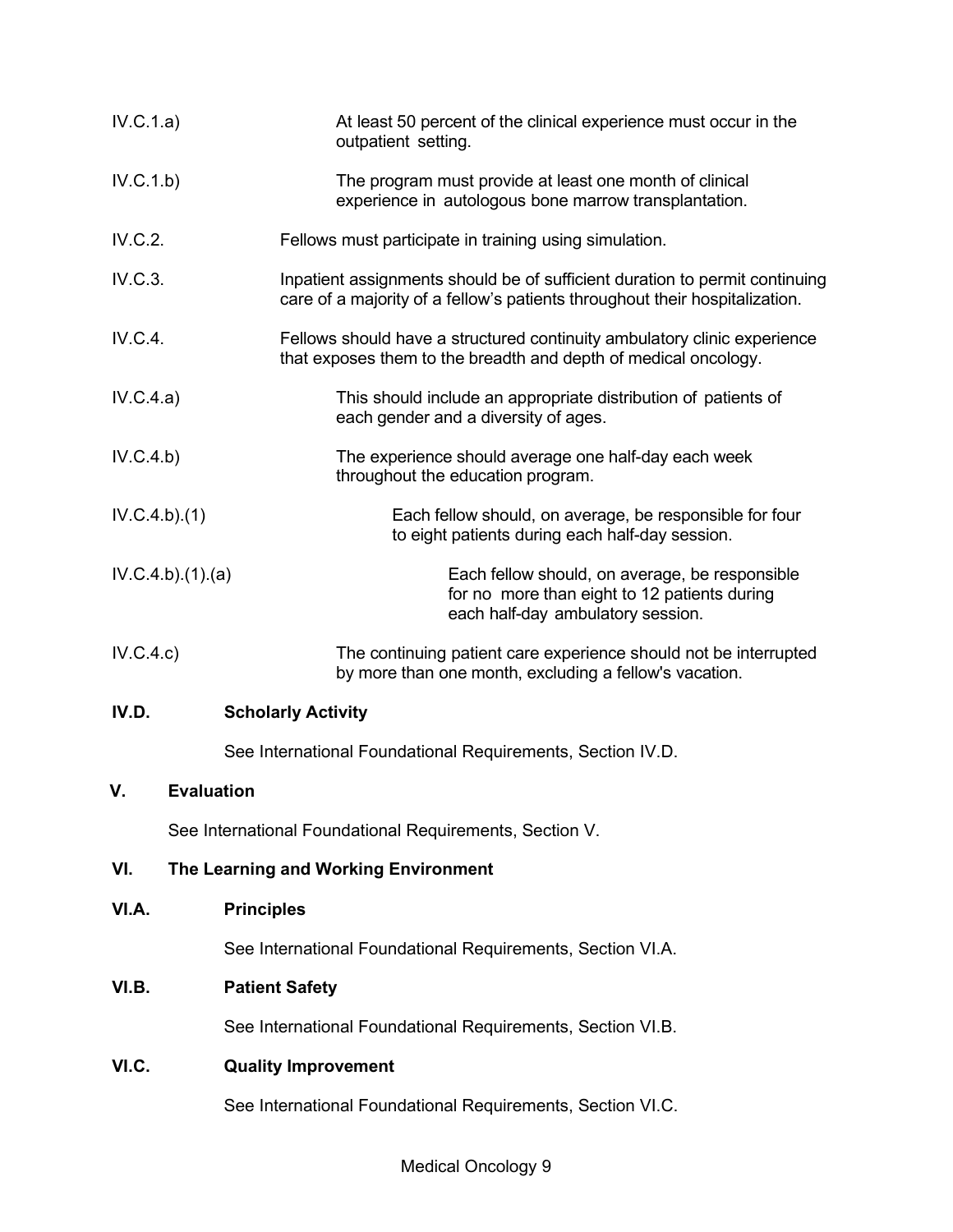IV.C.1.a) At least 50 percent of the clinical experience must occur in the outpatient setting.

IV.C.1.b) The program must provide at least one month of clinical experience in autologous bone marrow transplantation.

IV.C.2. Fellows must participate in training using simulation.

IV.C.3. Inpatient assignments should be of sufficient duration to permit continuing care of a majority of a fellow's patients throughout their hospitalization.

IV.C.4. Fellows should have a structured continuity ambulatory clinic experience that exposes them to the breadth and depth of medical oncology.

IV.C.4.a) This should include an appropriate distribution of patients of each gender and a diversity of ages.

IV.C.4.b) The experience should average one half-day each week throughout the education program.

IV.C.4.b).(1) Each fellow should, on average, be responsible for four to eight patients during each half-day session.

IV.C.4.b).(1).(a) Each fellow should, on average, be responsible for no more than eight to 12 patients during each half-day ambulatory session.

IV.C.4.c) The continuing patient care experience should not be interrupted by more than one month, excluding a fellow's vacation.

## IV.D. Scholarly Activity

See International Foundational Requirements, Section IV.D.

# V. Evaluation

See International Foundational Requirements, Section V.

# VI. The Learning and Working Environment

## VI.A. Principles

See International Foundational Requirements, Section VI.A.

## VI.B. Patient Safety

See International Foundational Requirements, Section VI.B.

## VI.C. Quality Improvement

See International Foundational Requirements, Section VI.C.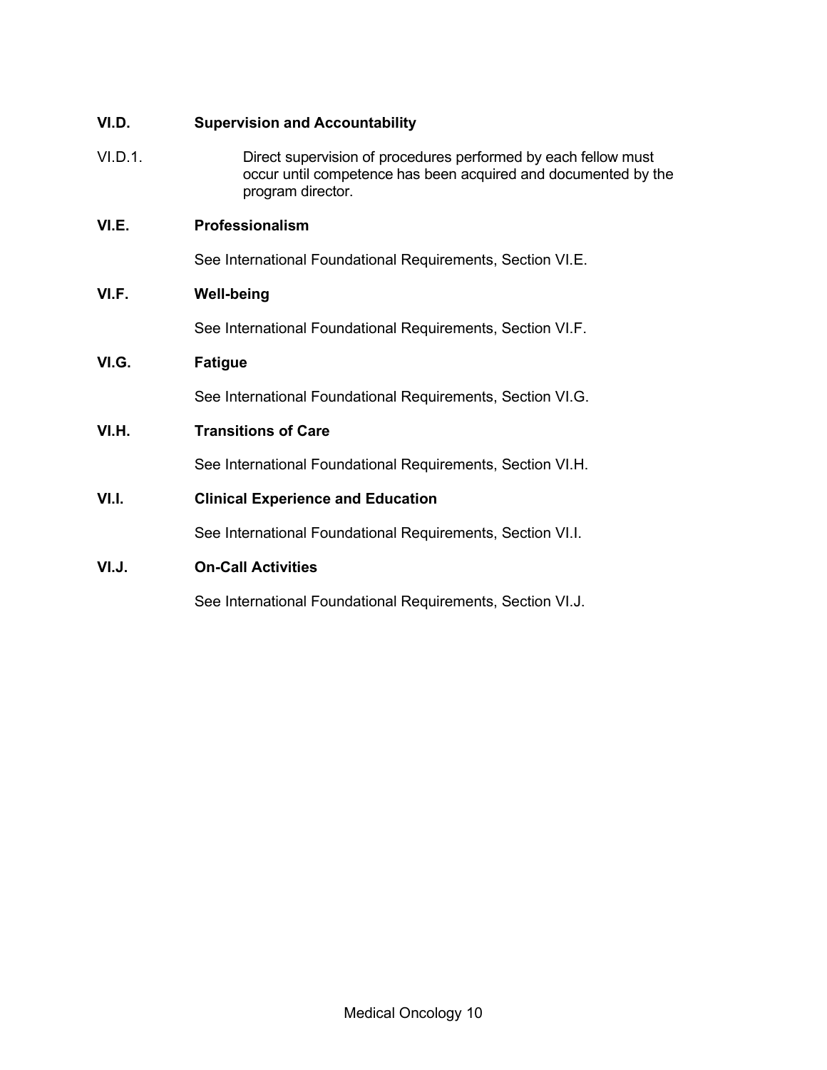### VI.D. Supervision and Accountability

VI.D.1. Direct supervision of procedures performed by each fellow must occur until competence has been acquired and documented by the program director.

### VI.E. Professionalism

See International Foundational Requirements, Section VI.E.

### VI.F. Well-being

See International Foundational Requirements, Section VI.F.

### VI.G. Fatigue

See International Foundational Requirements, Section VI.G.

### VI.H. Transitions of Care

See International Foundational Requirements, Section VI.H.

### VI.I. Clinical Experience and Education

See International Foundational Requirements, Section VI.I.

### VI.J. On-Call Activities

See International Foundational Requirements, Section VI.J.